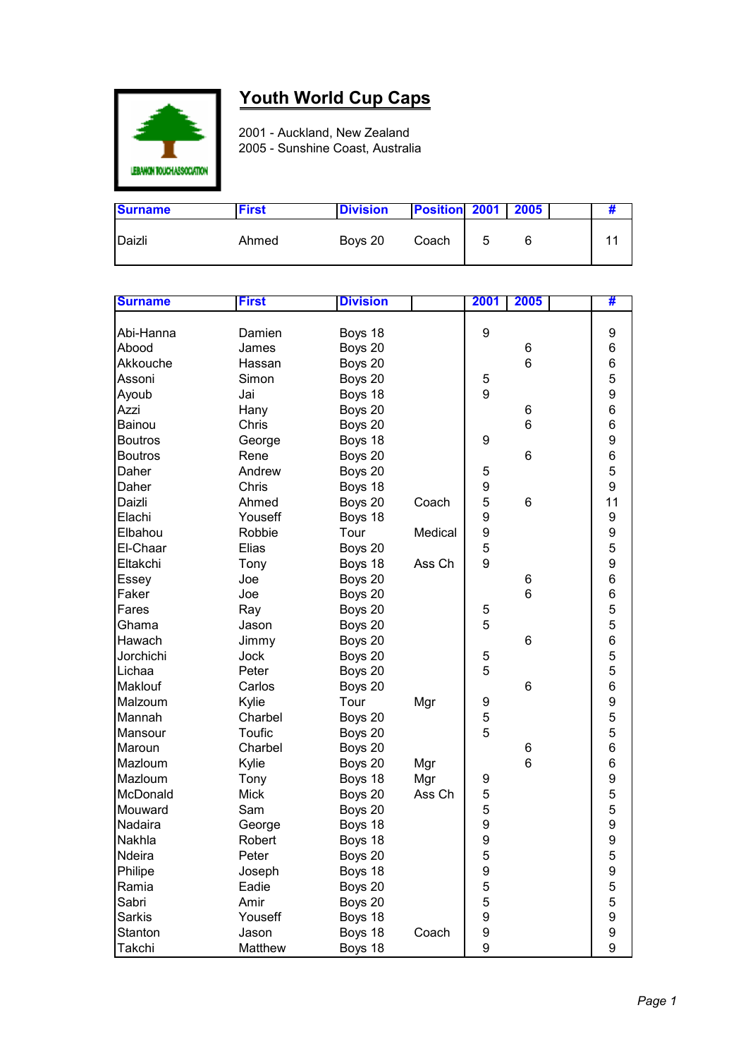# Youth World Cup Caps

2001 - Auckland, New Zealand
2005 - Sunshine Coast, Australia

| Surname | First | Division | Position | 2001 | 2005 | | # |
|---|---|---|---|---|---|---|---|
| Daizli | Ahmed | Boys 20 | Coach | 5 | 6 | | 11 |

| Surname | First | Division | | 2001 | 2005 | | # |
|---|---|---|---|---|---|---|---|
| Abi-Hanna | Damien | Boys 18 | | 9 | | | 9 |
| Abood | James | Boys 20 | | | 6 | | 6 |
| Akkouche | Hassan | Boys 20 | | | 6 | | 6 |
| Assoni | Simon | Boys 20 | | 5 | | | 5 |
| Ayoub | Jai | Boys 18 | | 9 | | | 9 |
| Azzi | Hany | Boys 20 | | | 6 | | 6 |
| Bainou | Chris | Boys 20 | | | 6 | | 6 |
| Boutros | George | Boys 18 | | 9 | | | 9 |
| Boutros | Rene | Boys 20 | | | 6 | | 6 |
| Daher | Andrew | Boys 20 | | 5 | | | 5 |
| Daher | Chris | Boys 18 | | 9 | | | 9 |
| Daizli | Ahmed | Boys 20 | Coach | 5 | 6 | | 11 |
| Elachi | Youseff | Boys 18 | | 9 | | | 9 |
| Elbahou | Robbie | Tour | Medical | 9 | | | 9 |
| El-Chaar | Elias | Boys 20 | | 5 | | | 5 |
| Eltakchi | Tony | Boys 18 | Ass Ch | 9 | | | 9 |
| Essey | Joe | Boys 20 | | | 6 | | 6 |
| Faker | Joe | Boys 20 | | | 6 | | 6 |
| Fares | Ray | Boys 20 | | 5 | | | 5 |
| Ghama | Jason | Boys 20 | | 5 | | | 5 |
| Hawach | Jimmy | Boys 20 | | | 6 | | 6 |
| Jorchichi | Jock | Boys 20 | | 5 | | | 5 |
| Lichaa | Peter | Boys 20 | | 5 | | | 5 |
| Maklouf | Carlos | Boys 20 | | | 6 | | 6 |
| Malzoum | Kylie | Tour | Mgr | 9 | | | 9 |
| Mannah | Charbel | Boys 20 | | 5 | | | 5 |
| Mansour | Toufic | Boys 20 | | 5 | | | 5 |
| Maroun | Charbel | Boys 20 | | | 6 | | 6 |
| Mazloum | Kylie | Boys 20 | Mgr | | 6 | | 6 |
| Mazloum | Tony | Boys 18 | Mgr | 9 | | | 9 |
| McDonald | Mick | Boys 20 | Ass Ch | 5 | | | 5 |
| Mouward | Sam | Boys 20 | | 5 | | | 5 |
| Nadaira | George | Boys 18 | | 9 | | | 9 |
| Nakhla | Robert | Boys 18 | | 9 | | | 9 |
| Ndeira | Peter | Boys 20 | | 5 | | | 5 |
| Philipe | Joseph | Boys 18 | | 9 | | | 9 |
| Ramia | Eadie | Boys 20 | | 5 | | | 5 |
| Sabri | Amir | Boys 20 | | 5 | | | 5 |
| Sarkis | Youseff | Boys 18 | | 9 | | | 9 |
| Stanton | Jason | Boys 18 | Coach | 9 | | | 9 |
| Takchi | Matthew | Boys 18 | | 9 | | | 9 |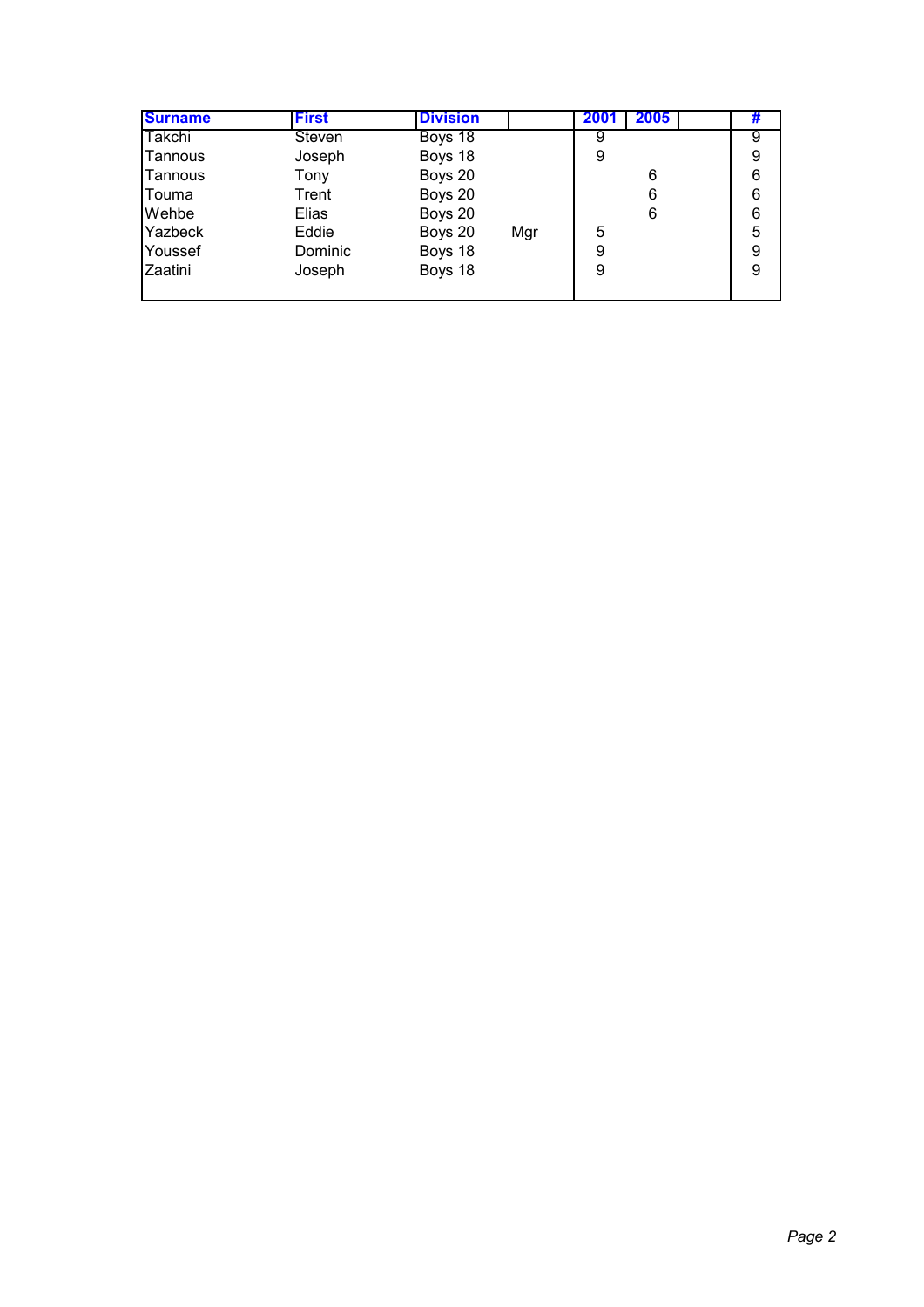| Surname | First | Division | | 2001 | 2005 | | # |
|---|---|---|---|---|---|---|---|
| Takchi | Steven | Boys 18 | | 9 | | | 9 |
| Tannous | Joseph | Boys 18 | | 9 | | | 9 |
| Tannous | Tony | Boys 20 | | | 6 | | 6 |
| Touma | Trent | Boys 20 | | | 6 | | 6 |
| Wehbe | Elias | Boys 20 | | | 6 | | 6 |
| Yazbeck | Eddie | Boys 20 | Mgr | 5 | | | 5 |
| Youssef | Dominic | Boys 18 | | 9 | | | 9 |
| Zaatini | Joseph | Boys 18 | | 9 | | | 9 |